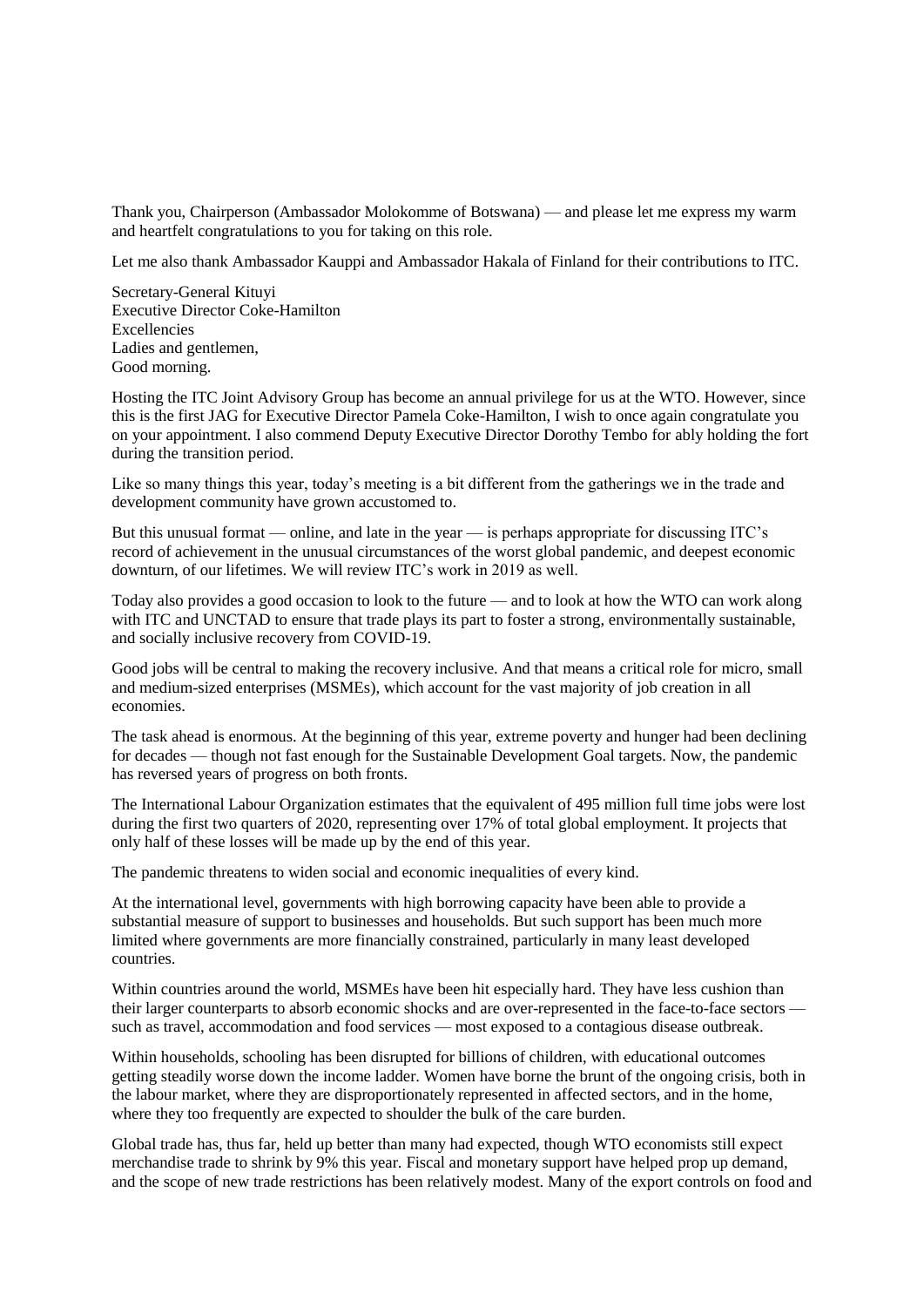Thank you, Chairperson (Ambassador Molokomme of Botswana) — and please let me express my warm and heartfelt congratulations to you for taking on this role.

Let me also thank Ambassador Kauppi and Ambassador Hakala of Finland for their contributions to ITC.

Secretary-General Kituyi
Executive Director Coke-Hamilton
Excellencies
Ladies and gentlemen,
Good morning.

Hosting the ITC Joint Advisory Group has become an annual privilege for us at the WTO. However, since this is the first JAG for Executive Director Pamela Coke-Hamilton, I wish to once again congratulate you on your appointment. I also commend Deputy Executive Director Dorothy Tembo for ably holding the fort during the transition period.

Like so many things this year, today's meeting is a bit different from the gatherings we in the trade and development community have grown accustomed to.

But this unusual format — online, and late in the year — is perhaps appropriate for discussing ITC's record of achievement in the unusual circumstances of the worst global pandemic, and deepest economic downturn, of our lifetimes. We will review ITC's work in 2019 as well.

Today also provides a good occasion to look to the future — and to look at how the WTO can work along with ITC and UNCTAD to ensure that trade plays its part to foster a strong, environmentally sustainable, and socially inclusive recovery from COVID-19.

Good jobs will be central to making the recovery inclusive. And that means a critical role for micro, small and medium-sized enterprises (MSMEs), which account for the vast majority of job creation in all economies.

The task ahead is enormous. At the beginning of this year, extreme poverty and hunger had been declining for decades — though not fast enough for the Sustainable Development Goal targets. Now, the pandemic has reversed years of progress on both fronts.

The International Labour Organization estimates that the equivalent of 495 million full time jobs were lost during the first two quarters of 2020, representing over 17% of total global employment. It projects that only half of these losses will be made up by the end of this year.

The pandemic threatens to widen social and economic inequalities of every kind.

At the international level, governments with high borrowing capacity have been able to provide a substantial measure of support to businesses and households. But such support has been much more limited where governments are more financially constrained, particularly in many least developed countries.

Within countries around the world, MSMEs have been hit especially hard. They have less cushion than their larger counterparts to absorb economic shocks and are over-represented in the face-to-face sectors — such as travel, accommodation and food services — most exposed to a contagious disease outbreak.

Within households, schooling has been disrupted for billions of children, with educational outcomes getting steadily worse down the income ladder. Women have borne the brunt of the ongoing crisis, both in the labour market, where they are disproportionately represented in affected sectors, and in the home, where they too frequently are expected to shoulder the bulk of the care burden.

Global trade has, thus far, held up better than many had expected, though WTO economists still expect merchandise trade to shrink by 9% this year. Fiscal and monetary support have helped prop up demand, and the scope of new trade restrictions has been relatively modest. Many of the export controls on food and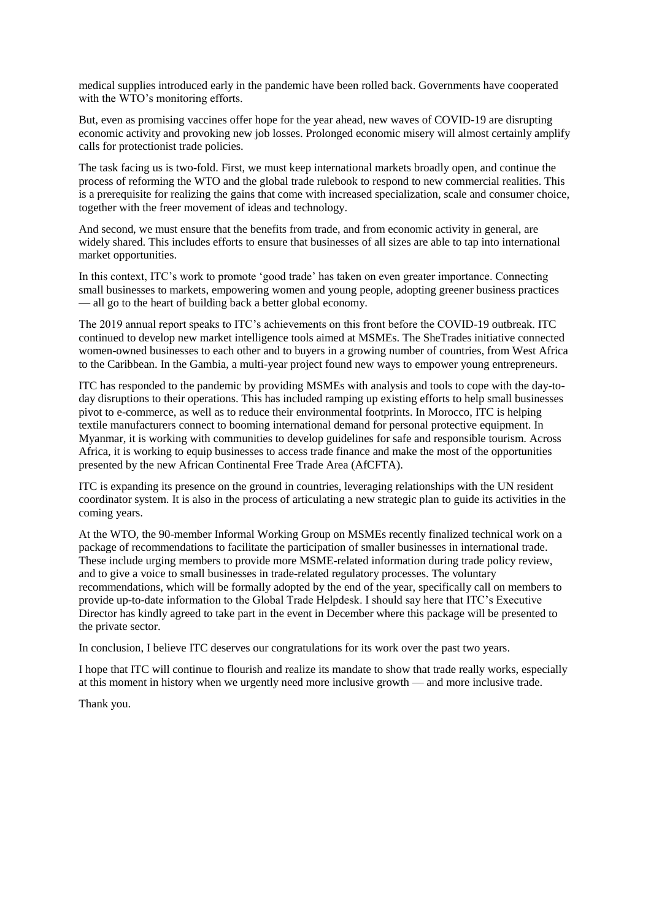medical supplies introduced early in the pandemic have been rolled back. Governments have cooperated with the WTO's monitoring efforts.

But, even as promising vaccines offer hope for the year ahead, new waves of COVID-19 are disrupting economic activity and provoking new job losses. Prolonged economic misery will almost certainly amplify calls for protectionist trade policies.

The task facing us is two-fold. First, we must keep international markets broadly open, and continue the process of reforming the WTO and the global trade rulebook to respond to new commercial realities. This is a prerequisite for realizing the gains that come with increased specialization, scale and consumer choice, together with the freer movement of ideas and technology.

And second, we must ensure that the benefits from trade, and from economic activity in general, are widely shared. This includes efforts to ensure that businesses of all sizes are able to tap into international market opportunities.

In this context, ITC's work to promote 'good trade' has taken on even greater importance. Connecting small businesses to markets, empowering women and young people, adopting greener business practices — all go to the heart of building back a better global economy.

The 2019 annual report speaks to ITC's achievements on this front before the COVID-19 outbreak. ITC continued to develop new market intelligence tools aimed at MSMEs. The SheTrades initiative connected women-owned businesses to each other and to buyers in a growing number of countries, from West Africa to the Caribbean. In the Gambia, a multi-year project found new ways to empower young entrepreneurs.

ITC has responded to the pandemic by providing MSMEs with analysis and tools to cope with the day-to-day disruptions to their operations. This has included ramping up existing efforts to help small businesses pivot to e-commerce, as well as to reduce their environmental footprints. In Morocco, ITC is helping textile manufacturers connect to booming international demand for personal protective equipment. In Myanmar, it is working with communities to develop guidelines for safe and responsible tourism. Across Africa, it is working to equip businesses to access trade finance and make the most of the opportunities presented by the new African Continental Free Trade Area (AfCFTA).

ITC is expanding its presence on the ground in countries, leveraging relationships with the UN resident coordinator system. It is also in the process of articulating a new strategic plan to guide its activities in the coming years.

At the WTO, the 90-member Informal Working Group on MSMEs recently finalized technical work on a package of recommendations to facilitate the participation of smaller businesses in international trade. These include urging members to provide more MSME-related information during trade policy review, and to give a voice to small businesses in trade-related regulatory processes. The voluntary recommendations, which will be formally adopted by the end of the year, specifically call on members to provide up-to-date information to the Global Trade Helpdesk. I should say here that ITC's Executive Director has kindly agreed to take part in the event in December where this package will be presented to the private sector.

In conclusion, I believe ITC deserves our congratulations for its work over the past two years.

I hope that ITC will continue to flourish and realize its mandate to show that trade really works, especially at this moment in history when we urgently need more inclusive growth — and more inclusive trade.

Thank you.